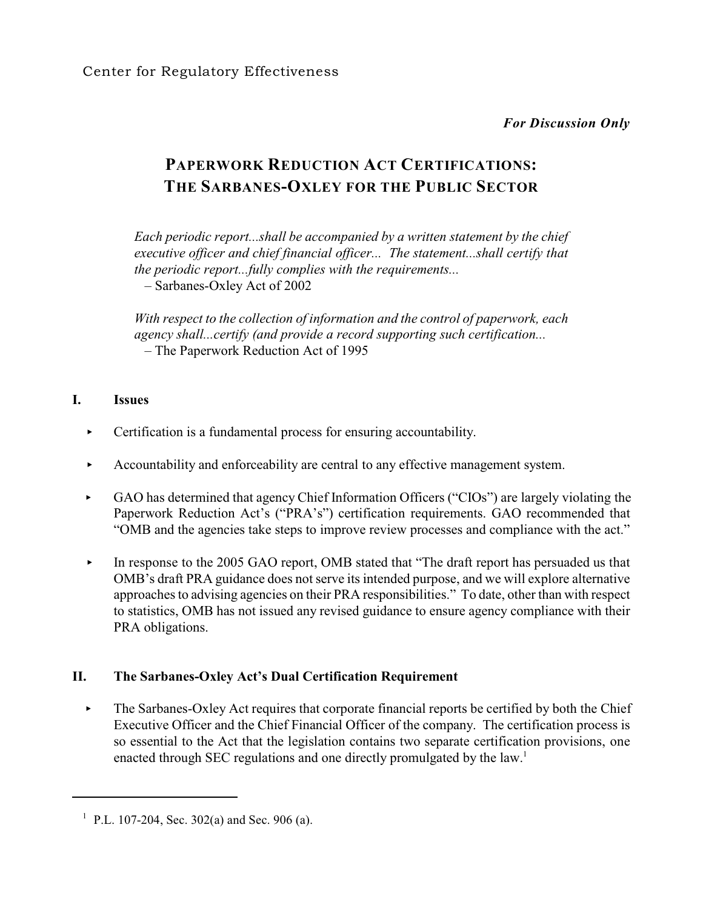Center for Regulatory Effectiveness

***For Discussion Only***

# PAPERWORK REDUCTION ACT CERTIFICATIONS: THE SARBANES-OXLEY FOR THE PUBLIC SECTOR

> *Each periodic report...shall be accompanied by a written statement by the chief executive officer and chief financial officer... The statement...shall certify that the periodic report...fully complies with the requirements...*
> – Sarbanes-Oxley Act of 2002
>
> *With respect to the collection of information and the control of paperwork, each agency shall...certify (and provide a record supporting such certification...*
> – The Paperwork Reduction Act of 1995

## I. Issues

- Certification is a fundamental process for ensuring accountability.
- Accountability and enforceability are central to any effective management system.
- GAO has determined that agency Chief Information Officers ("CIOs") are largely violating the Paperwork Reduction Act's ("PRA's") certification requirements. GAO recommended that "OMB and the agencies take steps to improve review processes and compliance with the act."
- In response to the 2005 GAO report, OMB stated that "The draft report has persuaded us that OMB's draft PRA guidance does not serve its intended purpose, and we will explore alternative approaches to advising agencies on their PRA responsibilities." To date, other than with respect to statistics, OMB has not issued any revised guidance to ensure agency compliance with their PRA obligations.

## II. The Sarbanes-Oxley Act's Dual Certification Requirement

- The Sarbanes-Oxley Act requires that corporate financial reports be certified by both the Chief Executive Officer and the Chief Financial Officer of the company. The certification process is so essential to the Act that the legislation contains two separate certification provisions, one enacted through SEC regulations and one directly promulgated by the law.[1]

---

[1] P.L. 107-204, Sec. 302(a) and Sec. 906 (a).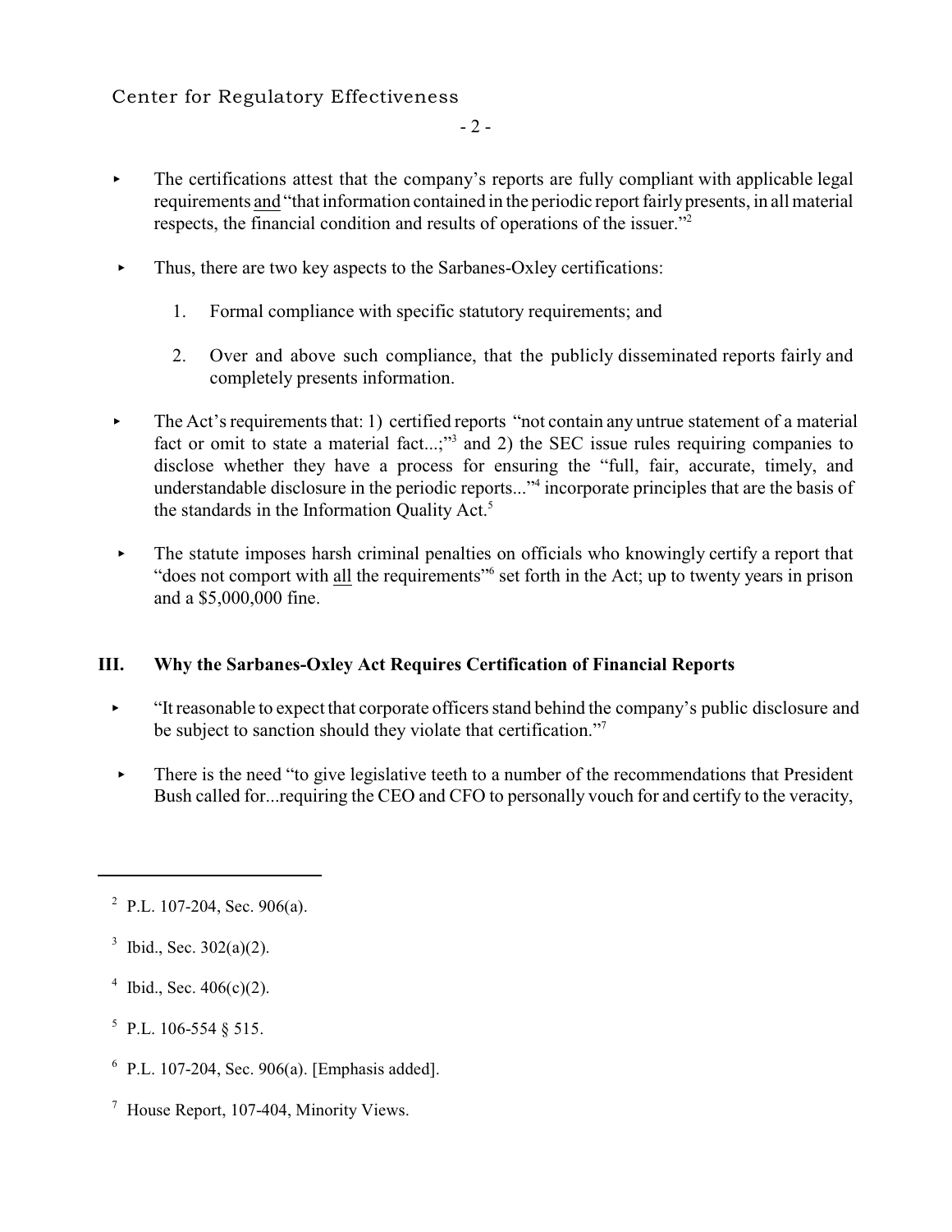- The certifications attest that the company's reports are fully compliant with applicable legal requirements <u>and</u> "that information contained in the periodic report fairly presents, in all material respects, the financial condition and results of operations of the issuer."[2]

- Thus, there are two key aspects to the Sarbanes-Oxley certifications:

    1. Formal compliance with specific statutory requirements; and

    2. Over and above such compliance, that the publicly disseminated reports fairly and completely presents information.

- The Act's requirements that: 1) certified reports "not contain any untrue statement of a material fact or omit to state a material fact...;"[3] and 2) the SEC issue rules requiring companies to disclose whether they have a process for ensuring the "full, fair, accurate, timely, and understandable disclosure in the periodic reports..."[4] incorporate principles that are the basis of the standards in the Information Quality Act.[5]

- The statute imposes harsh criminal penalties on officials who knowingly certify a report that "does not comport with <u>all</u> the requirements"[6] set forth in the Act; up to twenty years in prison and a $5,000,000 fine.

## III. Why the Sarbanes-Oxley Act Requires Certification of Financial Reports

- "It reasonable to expect that corporate officers stand behind the company's public disclosure and be subject to sanction should they violate that certification."[7]

- There is the need "to give legislative teeth to a number of the recommendations that President Bush called for...requiring the CEO and CFO to personally vouch for and certify to the veracity,

---

[2] P.L. 107-204, Sec. 906(a).

[3] Ibid., Sec. 302(a)(2).

[4] Ibid., Sec. 406(c)(2).

[5] P.L. 106-554 § 515.

[6] P.L. 107-204, Sec. 906(a). [Emphasis added].

[7] House Report, 107-404, Minority Views.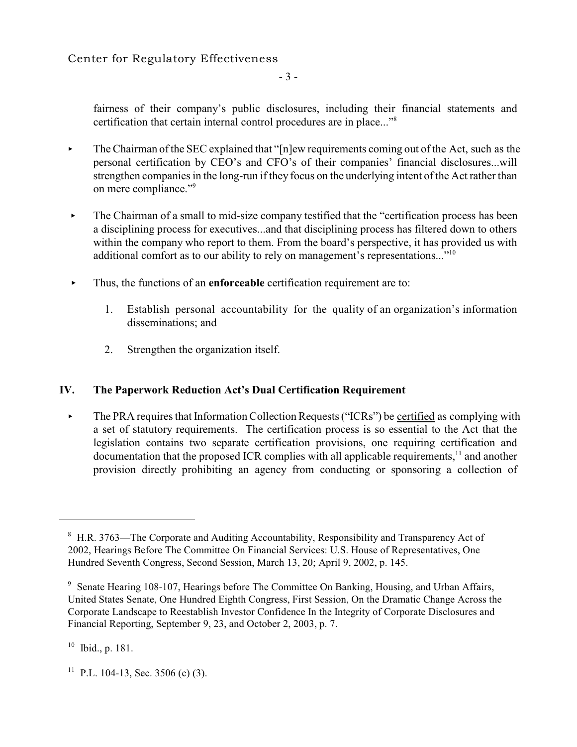fairness of their company's public disclosures, including their financial statements and certification that certain internal control procedures are in place..."[8]

- The Chairman of the SEC explained that "[n]ew requirements coming out of the Act, such as the personal certification by CEO's and CFO's of their companies' financial disclosures...will strengthen companies in the long-run if they focus on the underlying intent of the Act rather than on mere compliance."[9]

- The Chairman of a small to mid-size company testified that the "certification process has been a disciplining process for executives...and that disciplining process has filtered down to others within the company who report to them. From the board's perspective, it has provided us with additional comfort as to our ability to rely on management's representations..."[10]

- Thus, the functions of an **enforceable** certification requirement are to:

  1. Establish personal accountability for the quality of an organization's information disseminations; and

  2. Strengthen the organization itself.

## IV. The Paperwork Reduction Act's Dual Certification Requirement

- The PRA requires that Information Collection Requests ("ICRs") be <u>certified</u> as complying with a set of statutory requirements. The certification process is so essential to the Act that the legislation contains two separate certification provisions, one requiring certification and documentation that the proposed ICR complies with all applicable requirements,[11] and another provision directly prohibiting an agency from conducting or sponsoring a collection of

---

[8] H.R. 3763—The Corporate and Auditing Accountability, Responsibility and Transparency Act of 2002, Hearings Before The Committee On Financial Services: U.S. House of Representatives, One Hundred Seventh Congress, Second Session, March 13, 20; April 9, 2002, p. 145.

[9] Senate Hearing 108-107, Hearings before The Committee On Banking, Housing, and Urban Affairs, United States Senate, One Hundred Eighth Congress, First Session, On the Dramatic Change Across the Corporate Landscape to Reestablish Investor Confidence In the Integrity of Corporate Disclosures and Financial Reporting, September 9, 23, and October 2, 2003, p. 7.

[10] Ibid., p. 181.

[11] P.L. 104-13, Sec. 3506 (c) (3).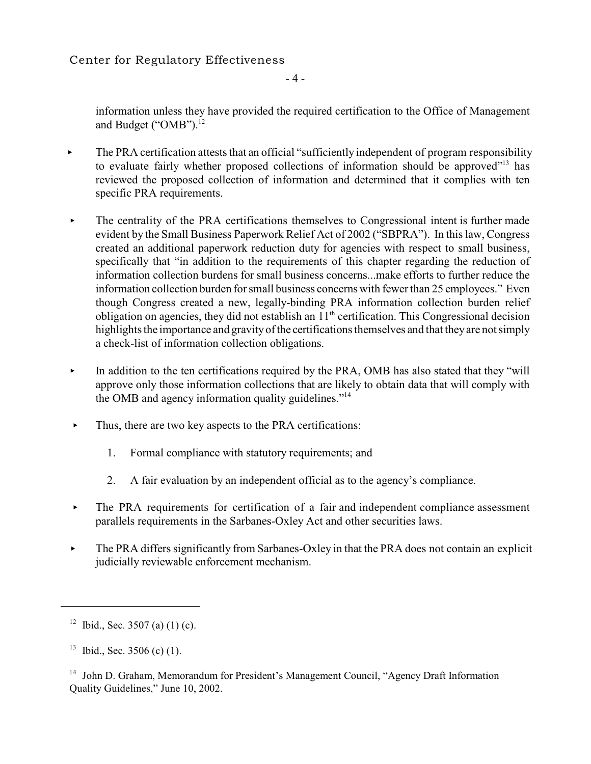information unless they have provided the required certification to the Office of Management and Budget ("OMB").[12]

- The PRA certification attests that an official "sufficiently independent of program responsibility to evaluate fairly whether proposed collections of information should be approved"[13] has reviewed the proposed collection of information and determined that it complies with ten specific PRA requirements.

- The centrality of the PRA certifications themselves to Congressional intent is further made evident by the Small Business Paperwork Relief Act of 2002 ("SBPRA"). In this law, Congress created an additional paperwork reduction duty for agencies with respect to small business, specifically that "in addition to the requirements of this chapter regarding the reduction of information collection burdens for small business concerns...make efforts to further reduce the information collection burden for small business concerns with fewer than 25 employees." Even though Congress created a new, legally-binding PRA information collection burden relief obligation on agencies, they did not establish an 11th certification. This Congressional decision highlights the importance and gravity of the certifications themselves and that they are not simply a check-list of information collection obligations.

- In addition to the ten certifications required by the PRA, OMB has also stated that they "will approve only those information collections that are likely to obtain data that will comply with the OMB and agency information quality guidelines."[14]

- Thus, there are two key aspects to the PRA certifications:

    1. Formal compliance with statutory requirements; and

    2. A fair evaluation by an independent official as to the agency's compliance.

- The PRA requirements for certification of a fair and independent compliance assessment parallels requirements in the Sarbanes-Oxley Act and other securities laws.

- The PRA differs significantly from Sarbanes-Oxley in that the PRA does not contain an explicit judicially reviewable enforcement mechanism.

---

[12] Ibid., Sec. 3507 (a) (1) (c).

[13] Ibid., Sec. 3506 (c) (1).

[14] John D. Graham, Memorandum for President's Management Council, "Agency Draft Information Quality Guidelines," June 10, 2002.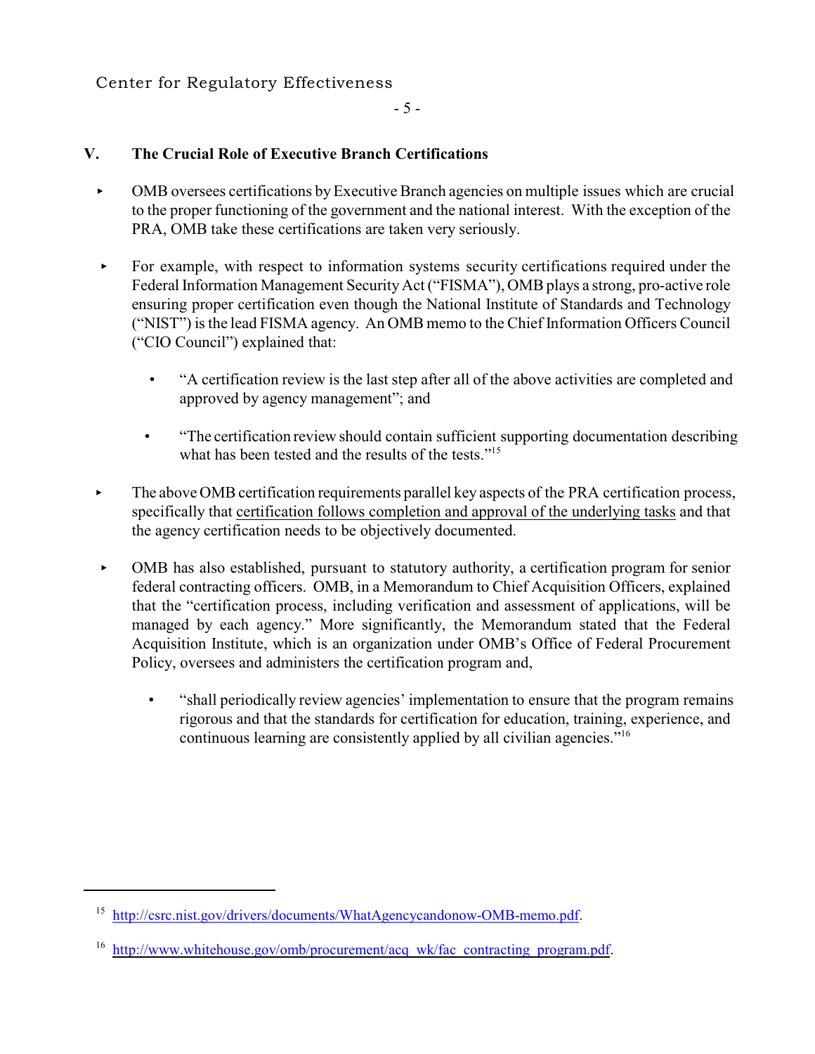## V. The Crucial Role of Executive Branch Certifications

- OMB oversees certifications by Executive Branch agencies on multiple issues which are crucial to the proper functioning of the government and the national interest. With the exception of the PRA, OMB take these certifications are taken very seriously.

- For example, with respect to information systems security certifications required under the Federal Information Management Security Act ("FISMA"), OMB plays a strong, pro-active role ensuring proper certification even though the National Institute of Standards and Technology ("NIST") is the lead FISMA agency. An OMB memo to the Chief Information Officers Council ("CIO Council") explained that:

  - "A certification review is the last step after all of the above activities are completed and approved by agency management"; and

  - "The certification review should contain sufficient supporting documentation describing what has been tested and the results of the tests."[15]

- The above OMB certification requirements parallel key aspects of the PRA certification process, specifically that <u>certification follows completion and approval of the underlying tasks</u> and that the agency certification needs to be objectively documented.

- OMB has also established, pursuant to statutory authority, a certification program for senior federal contracting officers. OMB, in a Memorandum to Chief Acquisition Officers, explained that the "certification process, including verification and assessment of applications, will be managed by each agency." More significantly, the Memorandum stated that the Federal Acquisition Institute, which is an organization under OMB's Office of Federal Procurement Policy, oversees and administers the certification program and,

  - "shall periodically review agencies' implementation to ensure that the program remains rigorous and that the standards for certification for education, training, experience, and continuous learning are consistently applied by all civilian agencies."[16]

---

[15] http://csrc.nist.gov/drivers/documents/WhatAgencycandonow-OMB-memo.pdf.

[16] http://www.whitehouse.gov/omb/procurement/acq_wk/fac_contracting_program.pdf.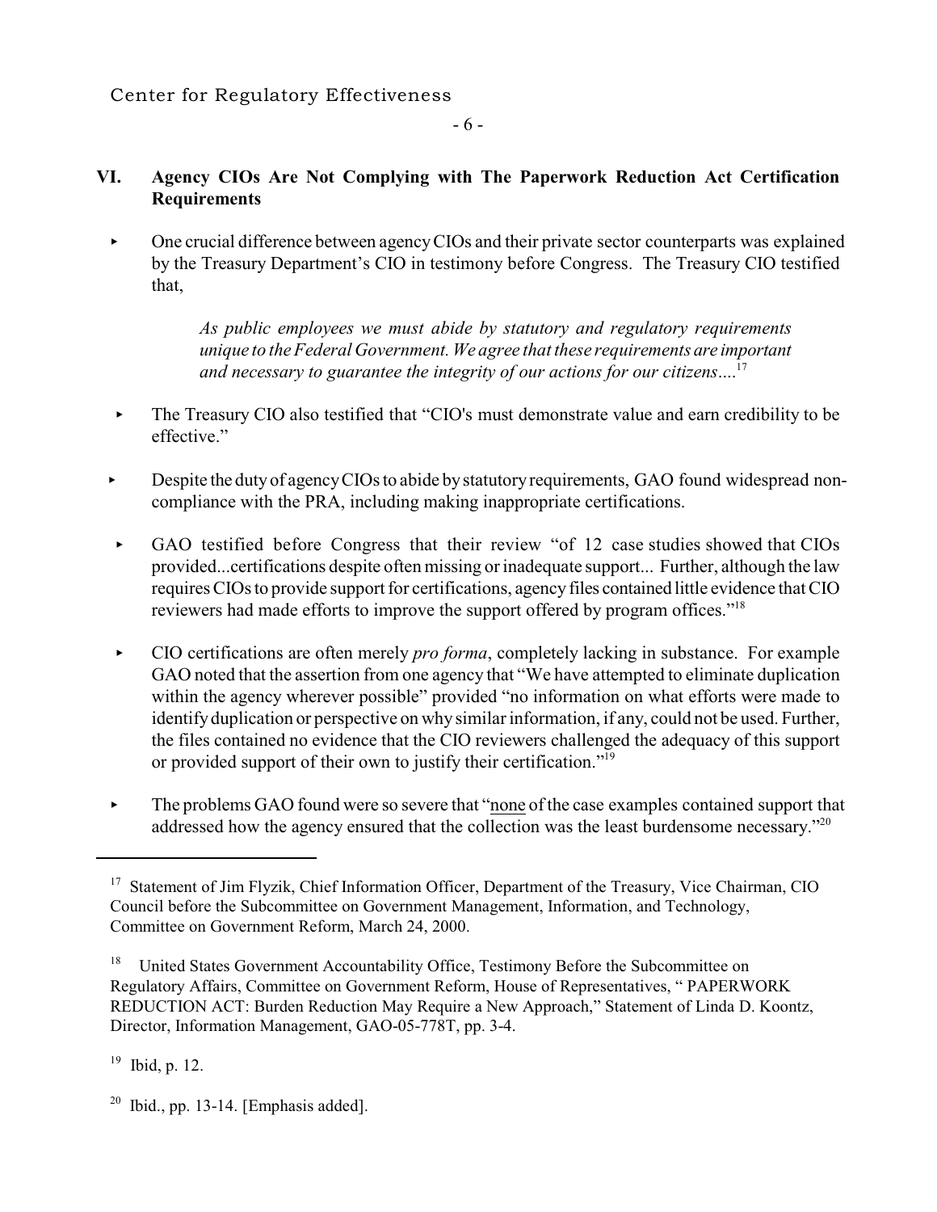## VI. Agency CIOs Are Not Complying with The Paperwork Reduction Act Certification Requirements

- One crucial difference between agency CIOs and their private sector counterparts was explained by the Treasury Department's CIO in testimony before Congress. The Treasury CIO testified that,

  > *As public employees we must abide by statutory and regulatory requirements unique to the Federal Government. We agree that these requirements are important and necessary to guarantee the integrity of our actions for our citizens....*[17]

- The Treasury CIO also testified that "CIO's must demonstrate value and earn credibility to be effective."

- Despite the duty of agency CIOs to abide by statutory requirements, GAO found widespread non-compliance with the PRA, including making inappropriate certifications.

- GAO testified before Congress that their review "of 12 case studies showed that CIOs provided...certifications despite often missing or inadequate support... Further, although the law requires CIOs to provide support for certifications, agency files contained little evidence that CIO reviewers had made efforts to improve the support offered by program offices."[18]

- CIO certifications are often merely *pro forma*, completely lacking in substance. For example GAO noted that the assertion from one agency that "We have attempted to eliminate duplication within the agency wherever possible" provided "no information on what efforts were made to identify duplication or perspective on why similar information, if any, could not be used. Further, the files contained no evidence that the CIO reviewers challenged the adequacy of this support or provided support of their own to justify their certification."[19]

- The problems GAO found were so severe that "<u>none</u> of the case examples contained support that addressed how the agency ensured that the collection was the least burdensome necessary."[20]

---

[17] Statement of Jim Flyzik, Chief Information Officer, Department of the Treasury, Vice Chairman, CIO Council before the Subcommittee on Government Management, Information, and Technology, Committee on Government Reform, March 24, 2000.

[18] United States Government Accountability Office, Testimony Before the Subcommittee on Regulatory Affairs, Committee on Government Reform, House of Representatives, " PAPERWORK REDUCTION ACT: Burden Reduction May Require a New Approach," Statement of Linda D. Koontz, Director, Information Management, GAO-05-778T, pp. 3-4.

[19] Ibid, p. 12.

[20] Ibid., pp. 13-14. [Emphasis added].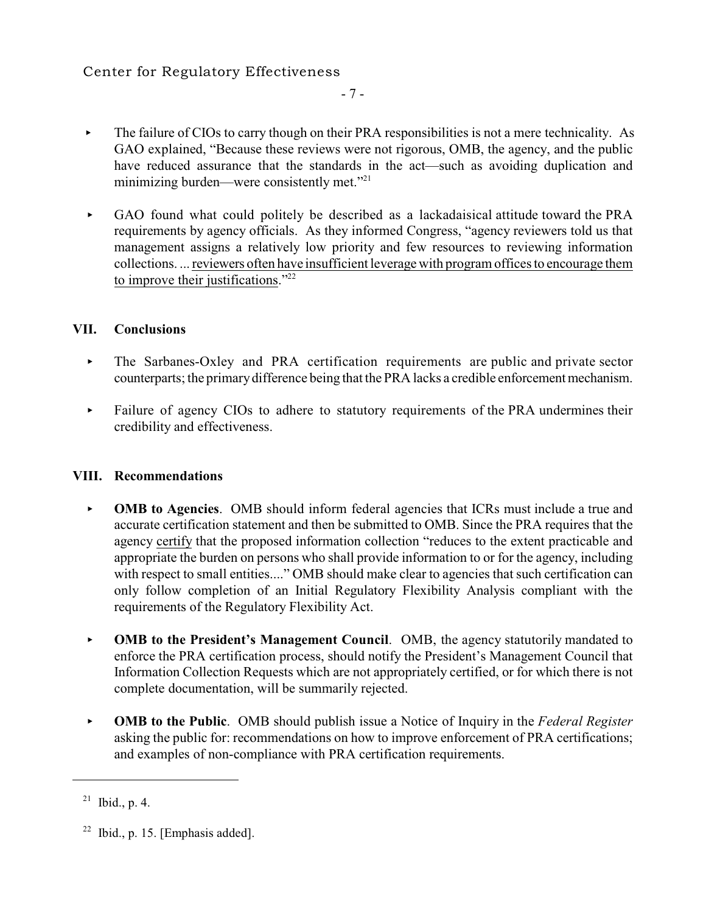- The failure of CIOs to carry though on their PRA responsibilities is not a mere technicality. As GAO explained, "Because these reviews were not rigorous, OMB, the agency, and the public have reduced assurance that the standards in the act—such as avoiding duplication and minimizing burden—were consistently met."[21]

- GAO found what could politely be described as a lackadaisical attitude toward the PRA requirements by agency officials. As they informed Congress, "agency reviewers told us that management assigns a relatively low priority and few resources to reviewing information collections. ... <u>reviewers often have insufficient leverage with program offices to encourage them to improve their justifications</u>."[22]

## VII. Conclusions

- The Sarbanes-Oxley and PRA certification requirements are public and private sector counterparts; the primary difference being that the PRA lacks a credible enforcement mechanism.

- Failure of agency CIOs to adhere to statutory requirements of the PRA undermines their credibility and effectiveness.

## VIII. Recommendations

- **OMB to Agencies**. OMB should inform federal agencies that ICRs must include a true and accurate certification statement and then be submitted to OMB. Since the PRA requires that the agency <u>certify</u> that the proposed information collection "reduces to the extent practicable and appropriate the burden on persons who shall provide information to or for the agency, including with respect to small entities...." OMB should make clear to agencies that such certification can only follow completion of an Initial Regulatory Flexibility Analysis compliant with the requirements of the Regulatory Flexibility Act.

- **OMB to the President's Management Council**. OMB, the agency statutorily mandated to enforce the PRA certification process, should notify the President's Management Council that Information Collection Requests which are not appropriately certified, or for which there is not complete documentation, will be summarily rejected.

- **OMB to the Public**. OMB should publish issue a Notice of Inquiry in the *Federal Register* asking the public for: recommendations on how to improve enforcement of PRA certifications; and examples of non-compliance with PRA certification requirements.

---

[21] Ibid., p. 4.

[22] Ibid., p. 15. [Emphasis added].